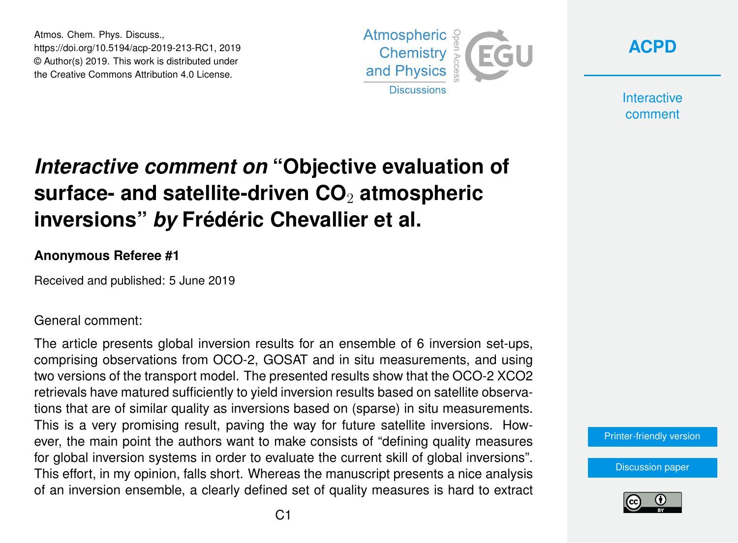# *Interactive comment on* "Objective evaluation of surface- and satellite-driven $CO_2$ atmospheric inversions" *by* Frédéric Chevallier et al.

**Anonymous Referee #1**

Received and published: 5 June 2019

General comment:

The article presents global inversion results for an ensemble of 6 inversion set-ups, comprising observations from OCO-2, GOSAT and in situ measurements, and using two versions of the transport model. The presented results show that the OCO-2 XCO2 retrievals have matured sufficiently to yield inversion results based on satellite observations that are of similar quality as inversions based on (sparse) in situ measurements. This is a very promising result, paving the way for future satellite inversions. However, the main point the authors want to make consists of "defining quality measures for global inversion systems in order to evaluate the current skill of global inversions". This effort, in my opinion, falls short. Whereas the manuscript presents a nice analysis of an inversion ensemble, a clearly defined set of quality measures is hard to extract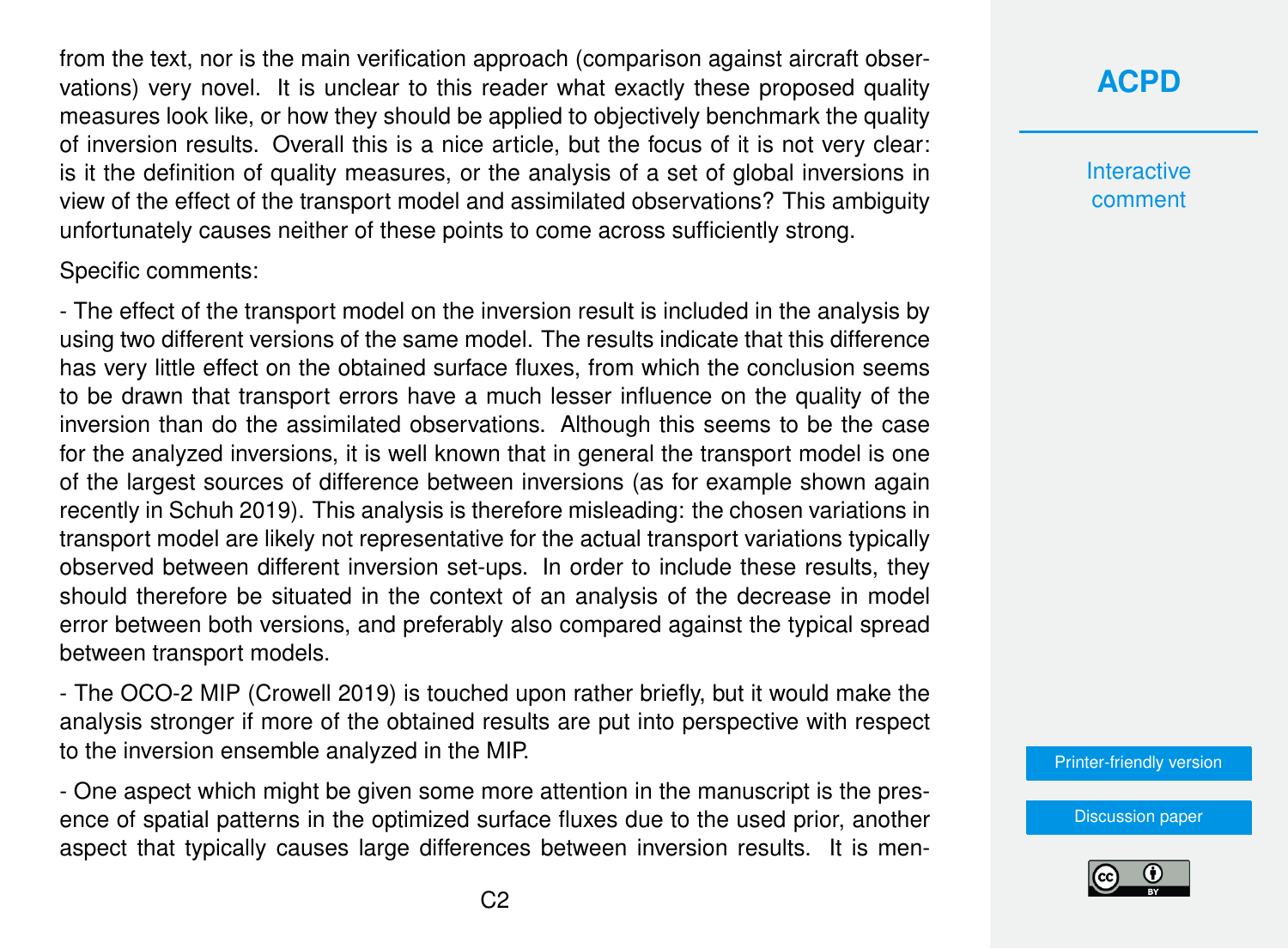from the text, nor is the main verification approach (comparison against aircraft observations) very novel. It is unclear to this reader what exactly these proposed quality measures look like, or how they should be applied to objectively benchmark the quality of inversion results. Overall this is a nice article, but the focus of it is not very clear: is it the definition of quality measures, or the analysis of a set of global inversions in view of the effect of the transport model and assimilated observations? This ambiguity unfortunately causes neither of these points to come across sufficiently strong.

Specific comments:

- The effect of the transport model on the inversion result is included in the analysis by using two different versions of the same model. The results indicate that this difference has very little effect on the obtained surface fluxes, from which the conclusion seems to be drawn that transport errors have a much lesser influence on the quality of the inversion than do the assimilated observations. Although this seems to be the case for the analyzed inversions, it is well known that in general the transport model is one of the largest sources of difference between inversions (as for example shown again recently in Schuh 2019). This analysis is therefore misleading: the chosen variations in transport model are likely not representative for the actual transport variations typically observed between different inversion set-ups. In order to include these results, they should therefore be situated in the context of an analysis of the decrease in model error between both versions, and preferably also compared against the typical spread between transport models.

- The OCO-2 MIP (Crowell 2019) is touched upon rather briefly, but it would make the analysis stronger if more of the obtained results are put into perspective with respect to the inversion ensemble analyzed in the MIP.

- One aspect which might be given some more attention in the manuscript is the presence of spatial patterns in the optimized surface fluxes due to the used prior, another aspect that typically causes large differences between inversion results. It is men-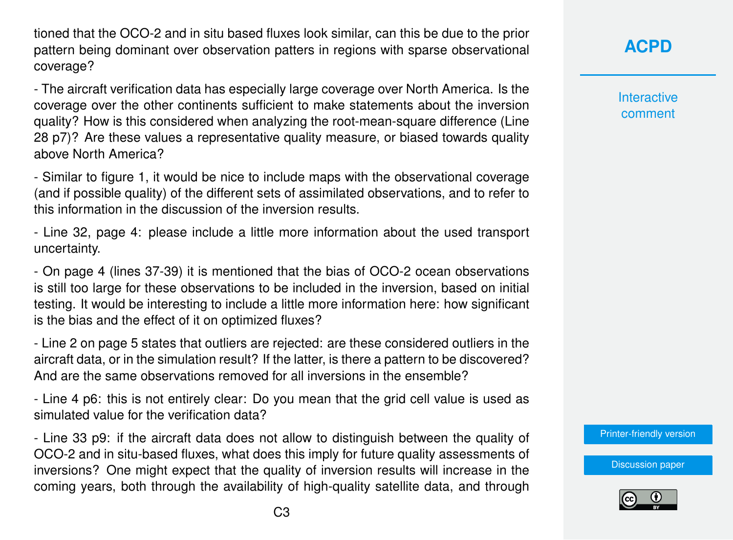tioned that the OCO-2 and in situ based fluxes look similar, can this be due to the prior pattern being dominant over observation patters in regions with sparse observational coverage?

- The aircraft verification data has especially large coverage over North America. Is the coverage over the other continents sufficient to make statements about the inversion quality? How is this considered when analyzing the root-mean-square difference (Line 28 p7)? Are these values a representative quality measure, or biased towards quality above North America?

- Similar to figure 1, it would be nice to include maps with the observational coverage (and if possible quality) of the different sets of assimilated observations, and to refer to this information in the discussion of the inversion results.

- Line 32, page 4: please include a little more information about the used transport uncertainty.

- On page 4 (lines 37-39) it is mentioned that the bias of OCO-2 ocean observations is still too large for these observations to be included in the inversion, based on initial testing. It would be interesting to include a little more information here: how significant is the bias and the effect of it on optimized fluxes?

- Line 2 on page 5 states that outliers are rejected: are these considered outliers in the aircraft data, or in the simulation result? If the latter, is there a pattern to be discovered? And are the same observations removed for all inversions in the ensemble?

- Line 4 p6: this is not entirely clear: Do you mean that the grid cell value is used as simulated value for the verification data?

- Line 33 p9: if the aircraft data does not allow to distinguish between the quality of OCO-2 and in situ-based fluxes, what does this imply for future quality assessments of inversions? One might expect that the quality of inversion results will increase in the coming years, both through the availability of high-quality satellite data, and through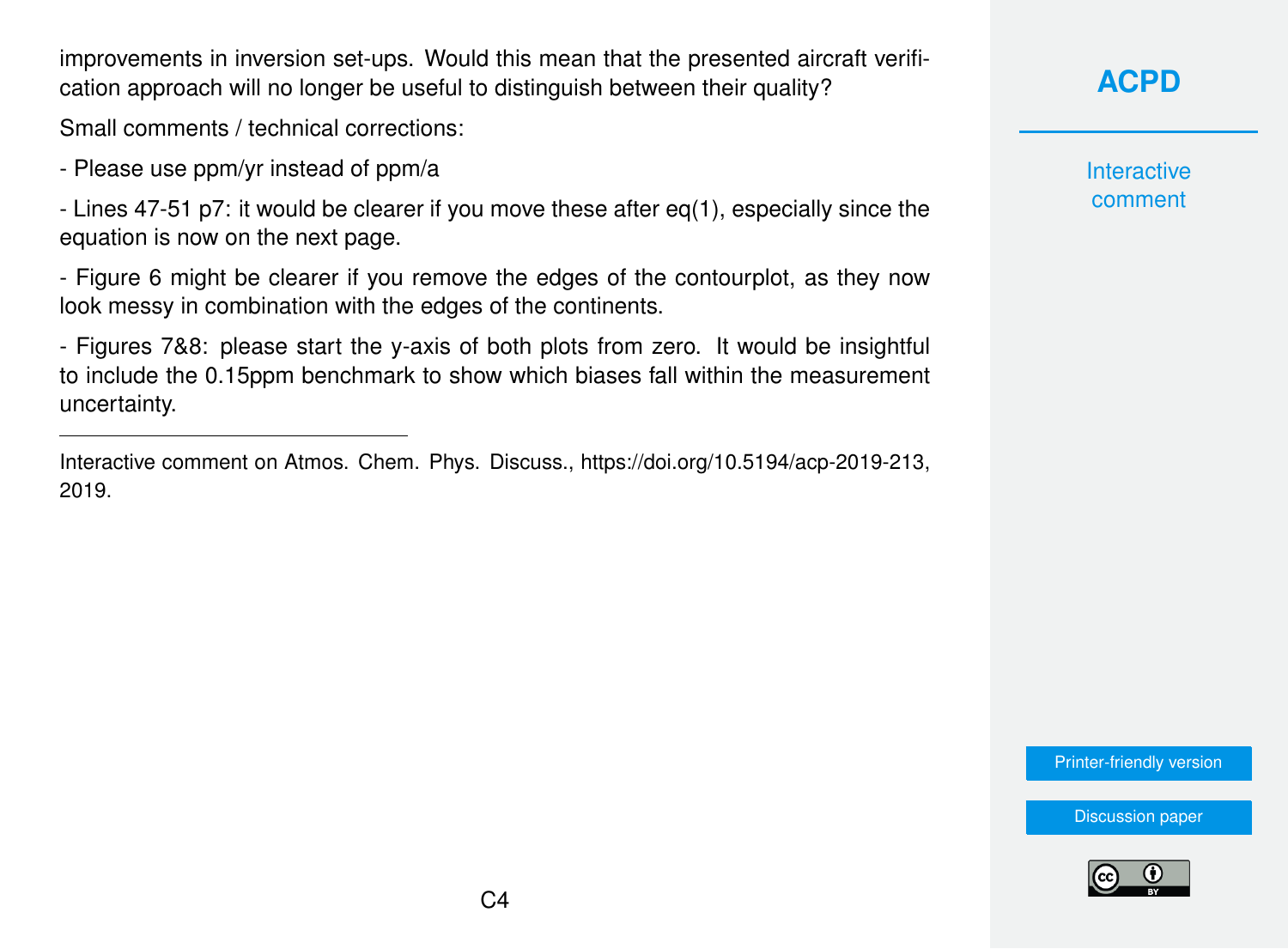improvements in inversion set-ups. Would this mean that the presented aircraft verification approach will no longer be useful to distinguish between their quality?

Small comments / technical corrections:

- Please use ppm/yr instead of ppm/a

- Lines 47-51 p7: it would be clearer if you move these after eq(1), especially since the equation is now on the next page.

- Figure 6 might be clearer if you remove the edges of the contourplot, as they now look messy in combination with the edges of the continents.

- Figures 7&8: please start the y-axis of both plots from zero. It would be insightful to include the 0.15ppm benchmark to show which biases fall within the measurement uncertainty.

---

Interactive comment on Atmos. Chem. Phys. Discuss., https://doi.org/10.5194/acp-2019-213, 2019.